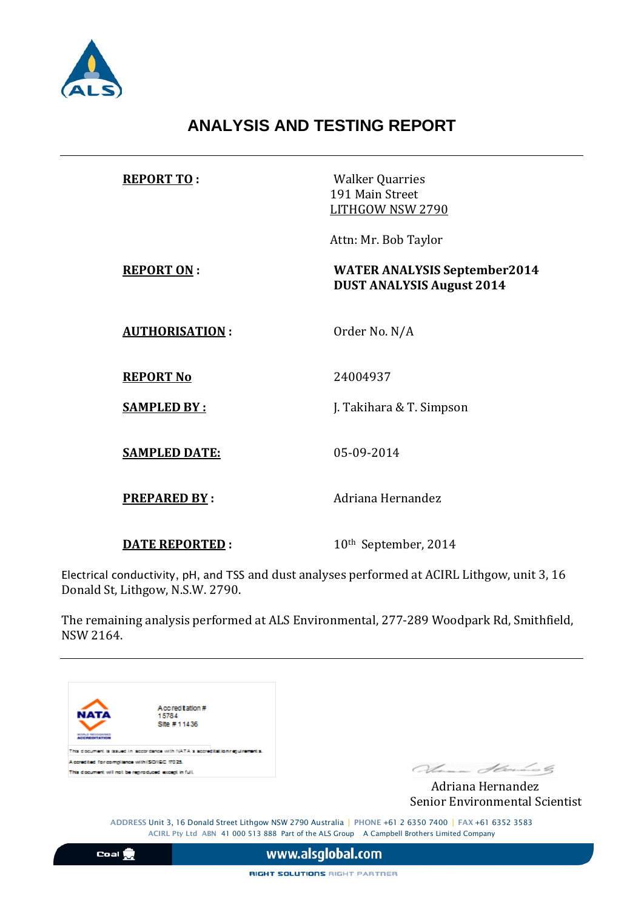# ANALYSIS AND TESTING REPORT

---

**REPORT TO :** Walker Quarries
191 Main Street
LITHGOW NSW 2790

Attn: Mr. Bob Taylor

**REPORT ON :** **WATER ANALYSIS September2014**
**DUST ANALYSIS August 2014**

**AUTHORISATION :** Order No. N/A

**REPORT No** 24004937

**SAMPLED BY :** J. Takihara & T. Simpson

**SAMPLED DATE:** 05-09-2014

**PREPARED BY :** Adriana Hernandez

**DATE REPORTED :** 10th September, 2014

Electrical conductivity, pH, and TSS and dust analyses performed at ACIRL Lithgow, unit 3, 16 Donald St, Lithgow, N.S.W. 2790.

The remaining analysis performed at ALS Environmental, 277-289 Woodpark Rd, Smithfield, NSW 2164.

---

NATA
Accreditation # 15784
Site # 11436

This document is issued in accordance with NATA's accreditation requirements.
Accredited for compliance with ISO/IEC 17025.
This document will not be reproduced except in full.

Adriana Hernandez
Senior Environmental Scientist

ADDRESS Unit 3, 16 Donald Street Lithgow NSW 2790 Australia | PHONE +61 2 6350 7400 | FAX +61 6352 3583
ACIRL Pty Ltd ABN 41 000 513 888 Part of the ALS Group A Campbell Brothers Limited Company

Coal www.alsglobal.com

RIGHT SOLUTIONS RIGHT PARTNER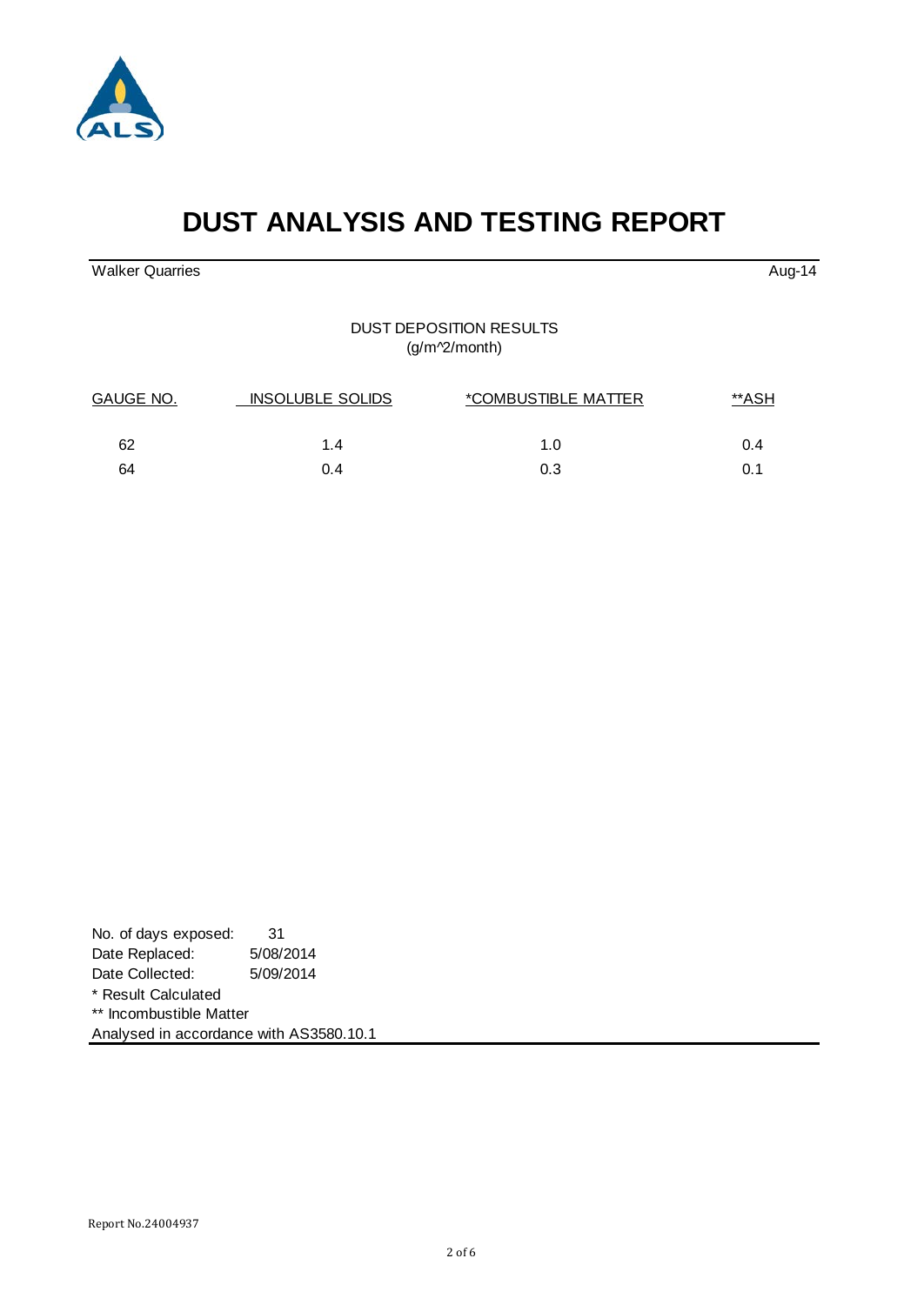# DUST ANALYSIS AND TESTING REPORT

Walker Quarries  Aug-14

DUST DEPOSITION RESULTS
(g/m^2/month)

| GAUGE NO. | INSOLUBLE SOLIDS | *COMBUSTIBLE MATTER | **ASH |
|---|---|---|---|
| 62 | 1.4 | 1.0 | 0.4 |
| 64 | 0.4 | 0.3 | 0.1 |

No. of days exposed: 31
Date Replaced: 5/08/2014
Date Collected: 5/09/2014
* Result Calculated
** Incombustible Matter
Analysed in accordance with AS3580.10.1

Report No.24004937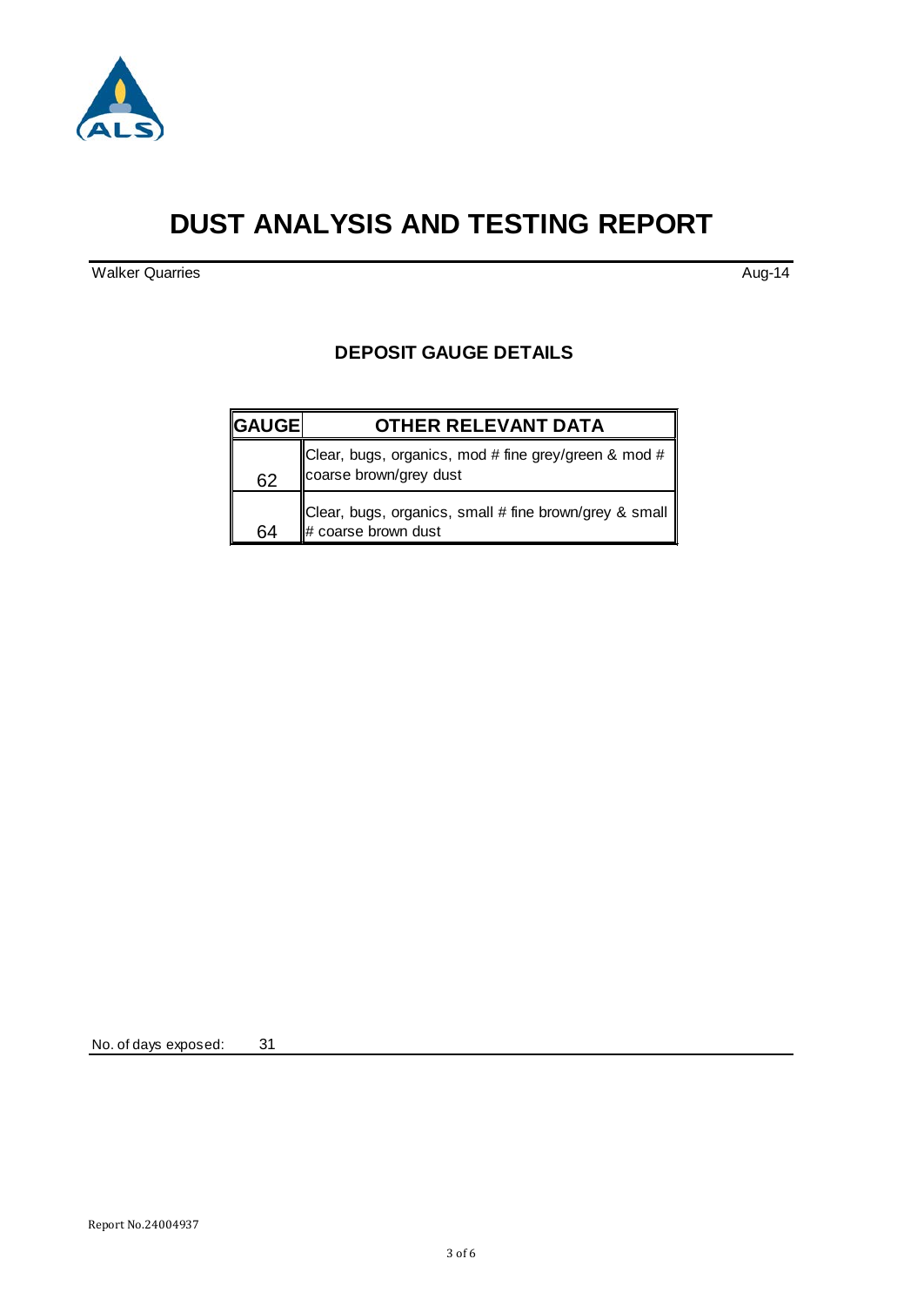# DUST ANALYSIS AND TESTING REPORT

Walker Quarries Aug-14

## DEPOSIT GAUGE DETAILS

| GAUGE | OTHER RELEVANT DATA |
|---|---|
| 62 | Clear, bugs, organics, mod # fine grey/green & mod # coarse brown/grey dust |
| 64 | Clear, bugs, organics, small # fine brown/grey & small # coarse brown dust |

No. of days exposed: 31

Report No.24004937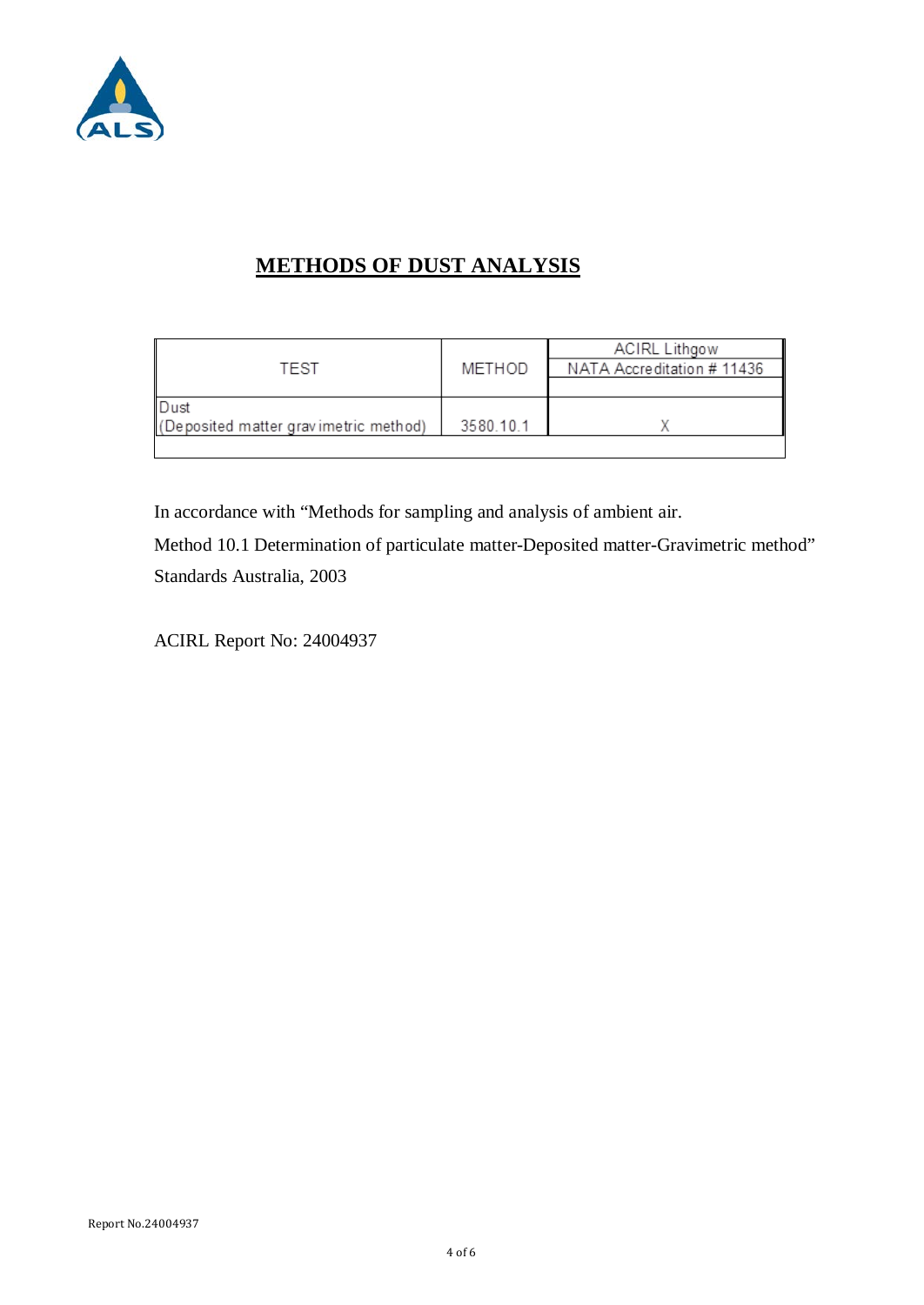## METHODS OF DUST ANALYSIS

| TEST | METHOD | ACIRL Lithgow NATA Accreditation # 11436 |
|---|---|---|
| Dust (Deposited matter gravimetric method) | 3580.10.1 | X |

In accordance with “Methods for sampling and analysis of ambient air.

Method 10.1 Determination of particulate matter-Deposited matter-Gravimetric method”

Standards Australia, 2003

ACIRL Report No: 24004937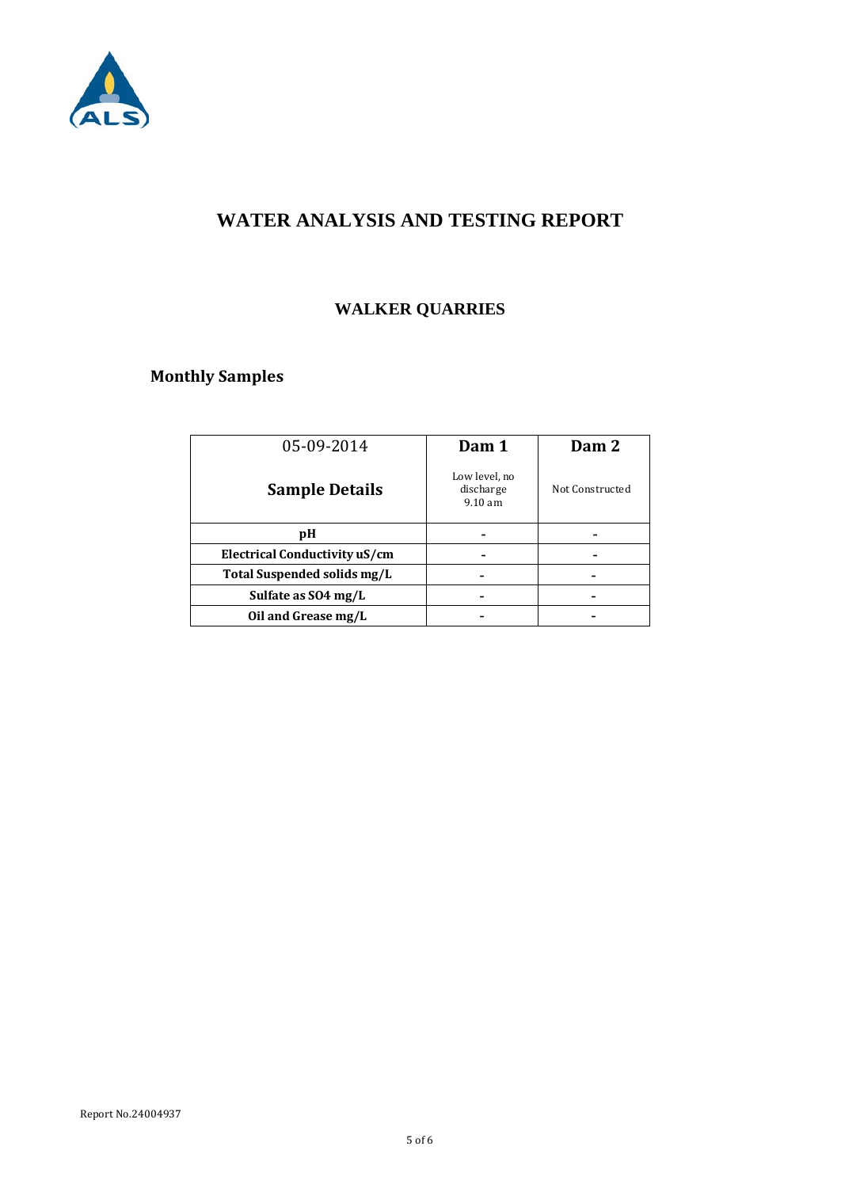# WATER ANALYSIS AND TESTING REPORT

## WALKER QUARRIES

### Monthly Samples

| 05-09-2014<br>**Sample Details** | **Dam 1**<br>Low level, no discharge 9.10 am | **Dam 2**<br>Not Constructed |
|---|---|---|
| **pH** | - | - |
| **Electrical Conductivity uS/cm** | - | - |
| **Total Suspended solids mg/L** | - | - |
| **Sulfate as SO4 mg/L** | - | - |
| **Oil and Grease mg/L** | - | - |

Report No.24004937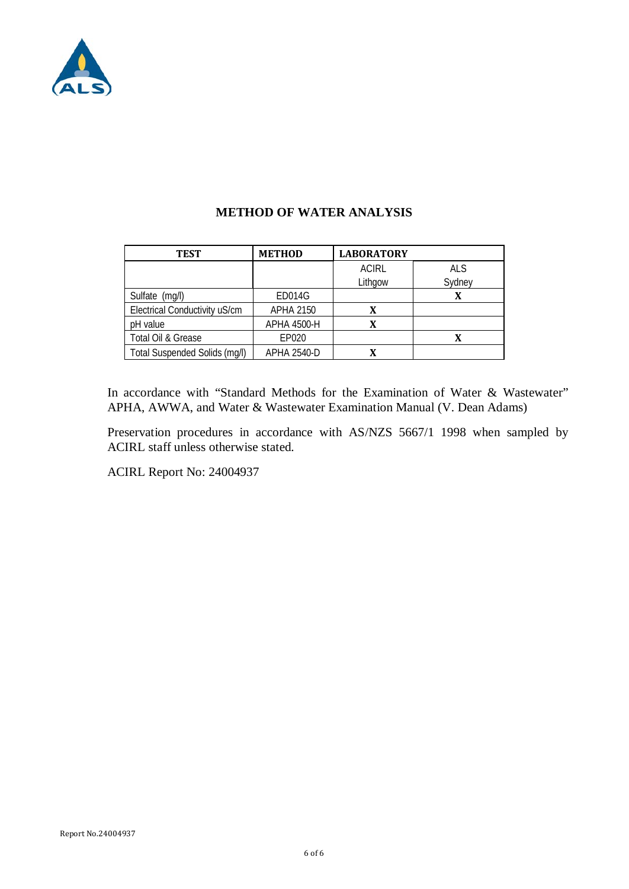# METHOD OF WATER ANALYSIS

| TEST | METHOD | LABORATORY | |
|---|---|---|---|
| | | ACIRL Lithgow | ALS Sydney |
| Sulfate (mg/l) | ED014G | | X |
| Electrical Conductivity uS/cm | APHA 2150 | X | |
| pH value | APHA 4500-H | X | |
| Total Oil & Grease | EP020 | | X |
| Total Suspended Solids (mg/l) | APHA 2540-D | X | |

In accordance with "Standard Methods for the Examination of Water & Wastewater" APHA, AWWA, and Water & Wastewater Examination Manual (V. Dean Adams)

Preservation procedures in accordance with AS/NZS 5667/1 1998 when sampled by ACIRL staff unless otherwise stated.

ACIRL Report No: 24004937